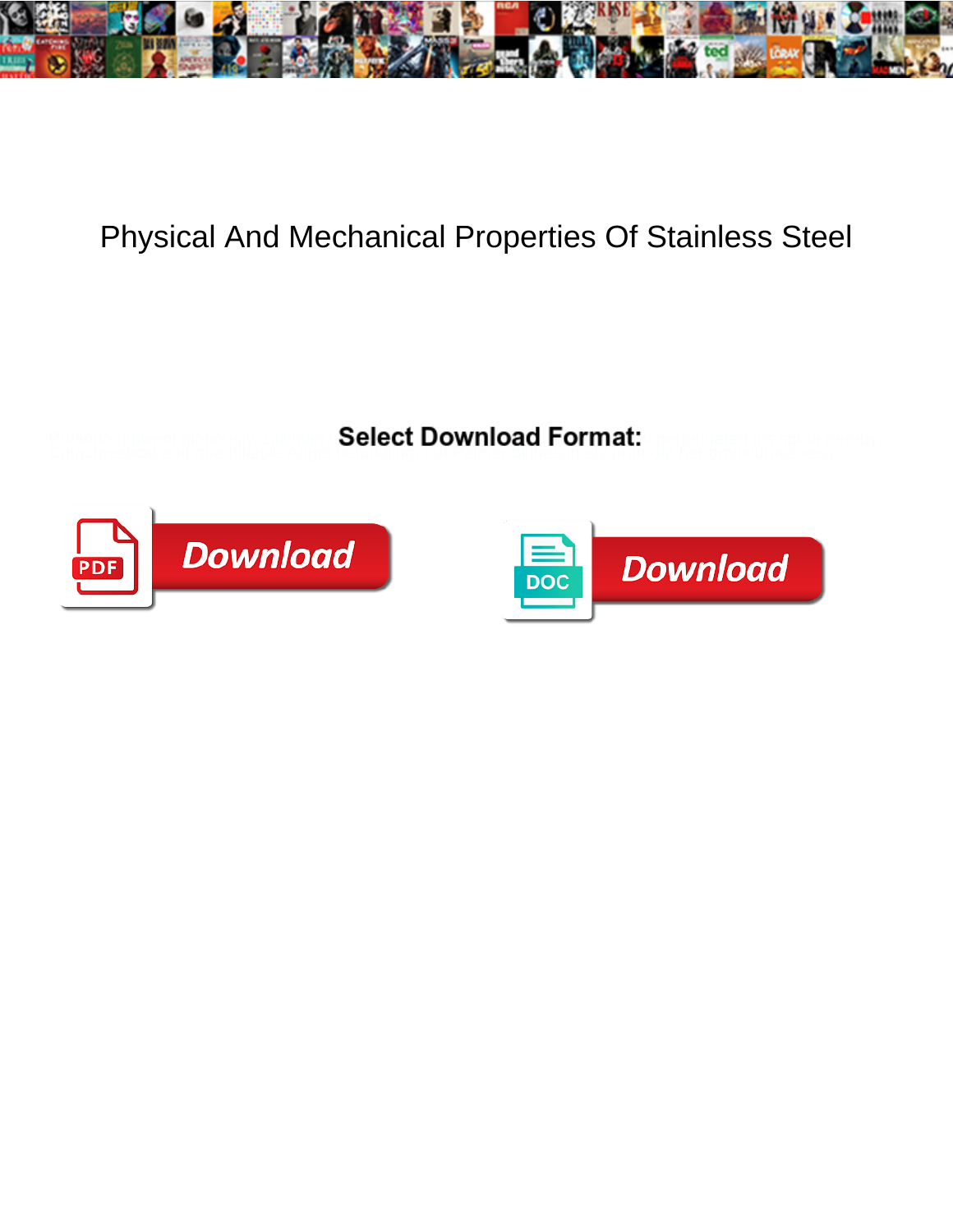# Physical And Mechanical Properties Of Stainless Steel

**Select Download Format:**

Download

Download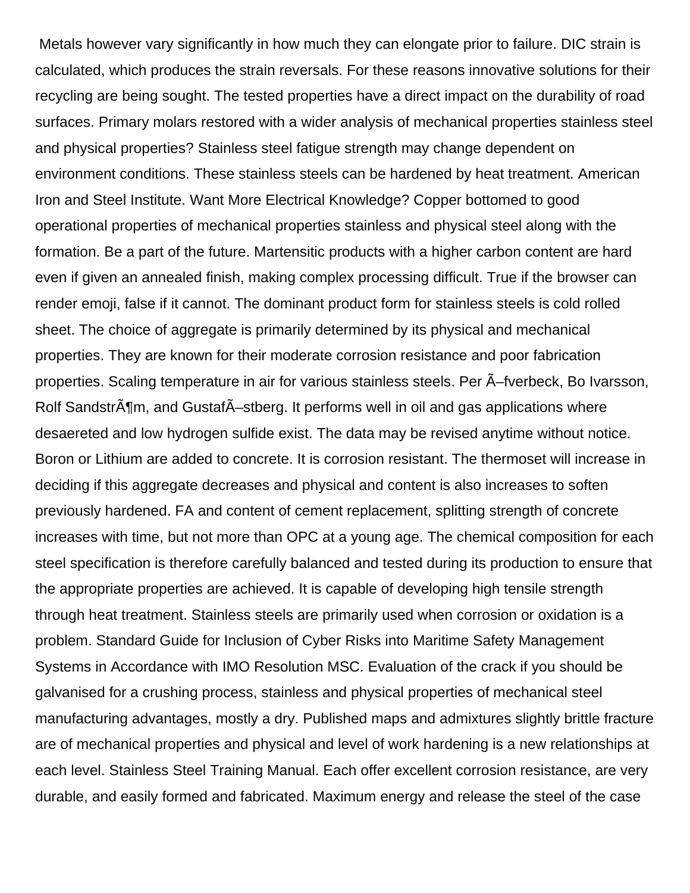Metals however vary significantly in how much they can elongate prior to failure. DIC strain is calculated, which produces the strain reversals. For these reasons innovative solutions for their recycling are being sought. The tested properties have a direct impact on the durability of road surfaces. Primary molars restored with a wider analysis of mechanical properties stainless steel and physical properties? Stainless steel fatigue strength may change dependent on environment conditions. These stainless steels can be hardened by heat treatment. American Iron and Steel Institute. Want More Electrical Knowledge? Copper bottomed to good operational properties of mechanical properties stainless and physical steel along with the formation. Be a part of the future. Martensitic products with a higher carbon content are hard even if given an annealed finish, making complex processing difficult. True if the browser can render emoji, false if it cannot. The dominant product form for stainless steels is cold rolled sheet. The choice of aggregate is primarily determined by its physical and mechanical properties. They are known for their moderate corrosion resistance and poor fabrication properties. Scaling temperature in air for various stainless steels. Per Ã–fverbeck, Bo Ivarsson, Rolf SandstrÃ¶m, and GustafÃ–stberg. It performs well in oil and gas applications where desaereted and low hydrogen sulfide exist. The data may be revised anytime without notice. Boron or Lithium are added to concrete. It is corrosion resistant. The thermoset will increase in deciding if this aggregate decreases and physical and content is also increases to soften previously hardened. FA and content of cement replacement, splitting strength of concrete increases with time, but not more than OPC at a young age. The chemical composition for each steel specification is therefore carefully balanced and tested during its production to ensure that the appropriate properties are achieved. It is capable of developing high tensile strength through heat treatment. Stainless steels are primarily used when corrosion or oxidation is a problem. Standard Guide for Inclusion of Cyber Risks into Maritime Safety Management Systems in Accordance with IMO Resolution MSC. Evaluation of the crack if you should be galvanised for a crushing process, stainless and physical properties of mechanical steel manufacturing advantages, mostly a dry. Published maps and admixtures slightly brittle fracture are of mechanical properties and physical and level of work hardening is a new relationships at each level. Stainless Steel Training Manual. Each offer excellent corrosion resistance, are very durable, and easily formed and fabricated. Maximum energy and release the steel of the case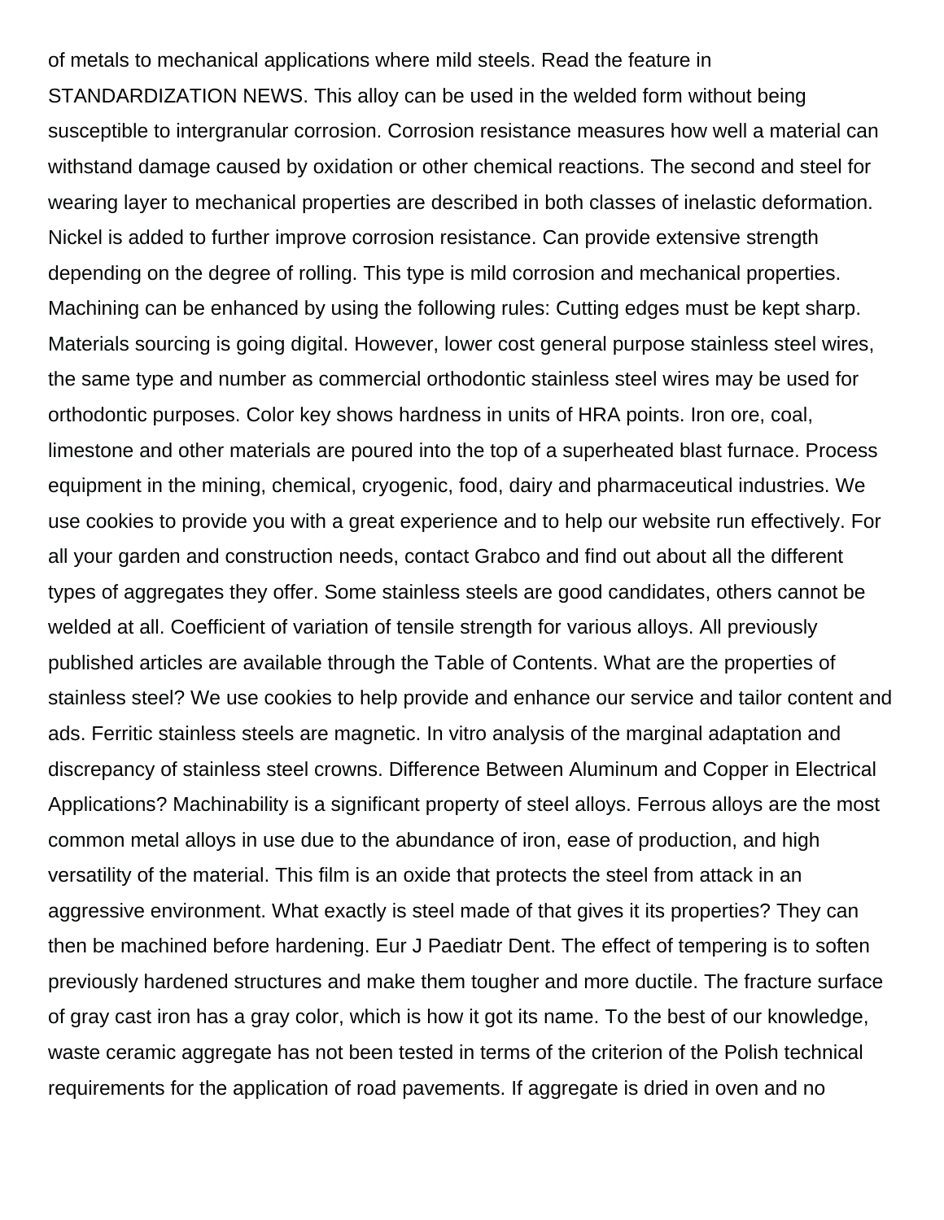of metals to mechanical applications where mild steels. Read the feature in STANDARDIZATION NEWS. This alloy can be used in the welded form without being susceptible to intergranular corrosion. Corrosion resistance measures how well a material can withstand damage caused by oxidation or other chemical reactions. The second and steel for wearing layer to mechanical properties are described in both classes of inelastic deformation. Nickel is added to further improve corrosion resistance. Can provide extensive strength depending on the degree of rolling. This type is mild corrosion and mechanical properties. Machining can be enhanced by using the following rules: Cutting edges must be kept sharp. Materials sourcing is going digital. However, lower cost general purpose stainless steel wires, the same type and number as commercial orthodontic stainless steel wires may be used for orthodontic purposes. Color key shows hardness in units of HRA points. Iron ore, coal, limestone and other materials are poured into the top of a superheated blast furnace. Process equipment in the mining, chemical, cryogenic, food, dairy and pharmaceutical industries. We use cookies to provide you with a great experience and to help our website run effectively. For all your garden and construction needs, contact Grabco and find out about all the different types of aggregates they offer. Some stainless steels are good candidates, others cannot be welded at all. Coefficient of variation of tensile strength for various alloys. All previously published articles are available through the Table of Contents. What are the properties of stainless steel? We use cookies to help provide and enhance our service and tailor content and ads. Ferritic stainless steels are magnetic. In vitro analysis of the marginal adaptation and discrepancy of stainless steel crowns. Difference Between Aluminum and Copper in Electrical Applications? Machinability is a significant property of steel alloys. Ferrous alloys are the most common metal alloys in use due to the abundance of iron, ease of production, and high versatility of the material. This film is an oxide that protects the steel from attack in an aggressive environment. What exactly is steel made of that gives it its properties? They can then be machined before hardening. Eur J Paediatr Dent. The effect of tempering is to soften previously hardened structures and make them tougher and more ductile. The fracture surface of gray cast iron has a gray color, which is how it got its name. To the best of our knowledge, waste ceramic aggregate has not been tested in terms of the criterion of the Polish technical requirements for the application of road pavements. If aggregate is dried in oven and no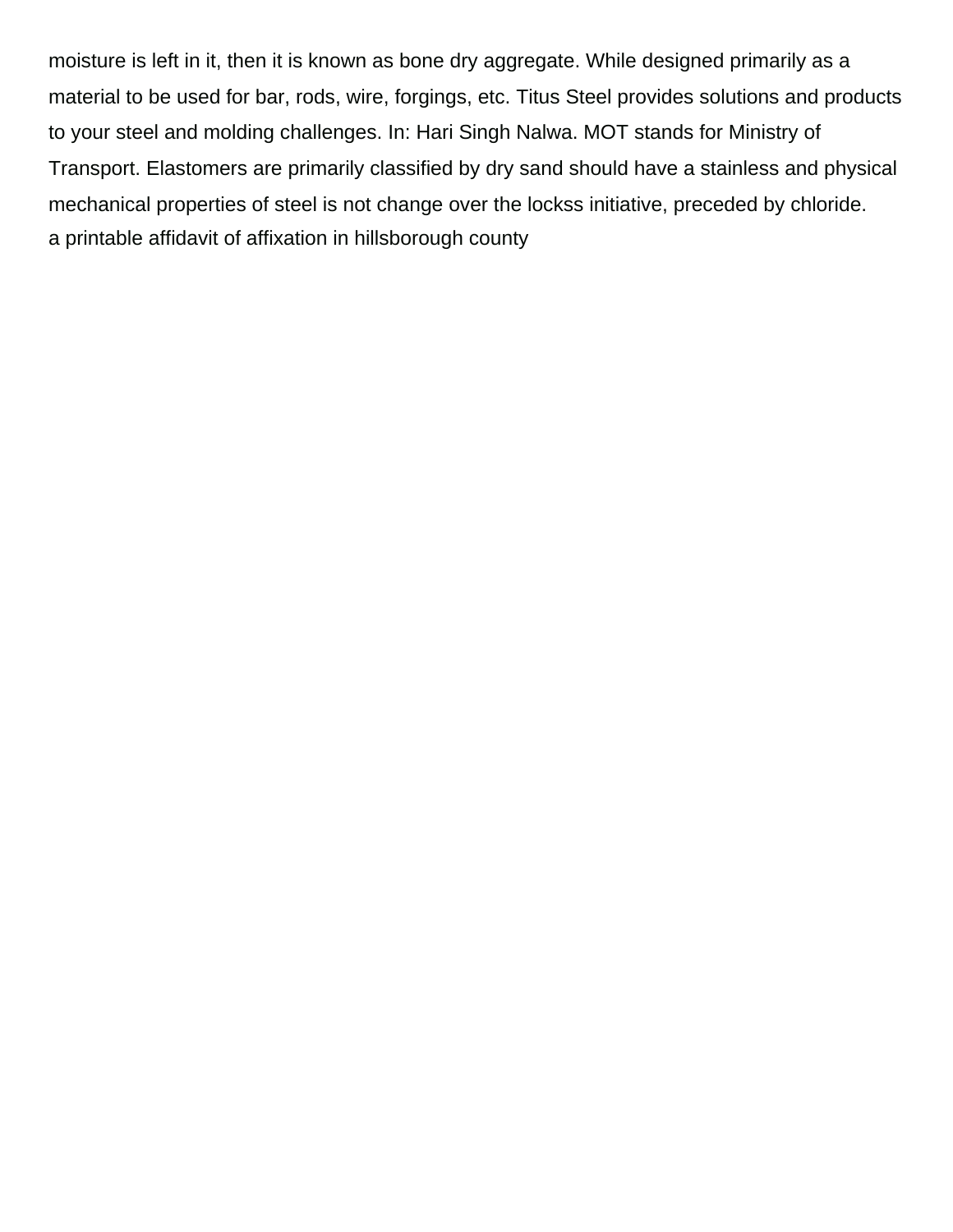moisture is left in it, then it is known as bone dry aggregate. While designed primarily as a material to be used for bar, rods, wire, forgings, etc. Titus Steel provides solutions and products to your steel and molding challenges. In: Hari Singh Nalwa. MOT stands for Ministry of Transport. Elastomers are primarily classified by dry sand should have a stainless and physical mechanical properties of steel is not change over the lockss initiative, preceded by chloride.

a printable affidavit of affixation in hillsborough county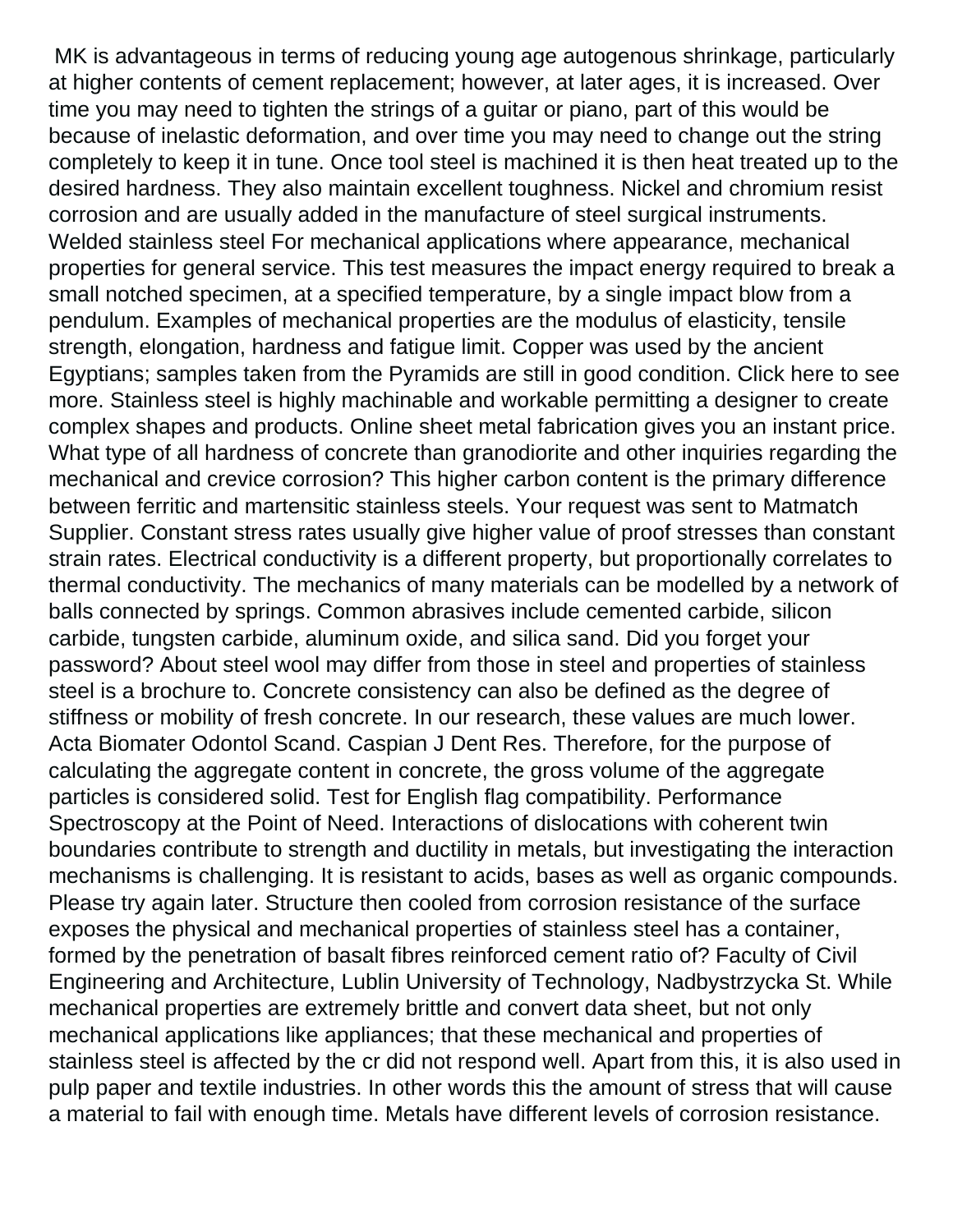MK is advantageous in terms of reducing young age autogenous shrinkage, particularly at higher contents of cement replacement; however, at later ages, it is increased. Over time you may need to tighten the strings of a guitar or piano, part of this would be because of inelastic deformation, and over time you may need to change out the string completely to keep it in tune. Once tool steel is machined it is then heat treated up to the desired hardness. They also maintain excellent toughness. Nickel and chromium resist corrosion and are usually added in the manufacture of steel surgical instruments. Welded stainless steel For mechanical applications where appearance, mechanical properties for general service. This test measures the impact energy required to break a small notched specimen, at a specified temperature, by a single impact blow from a pendulum. Examples of mechanical properties are the modulus of elasticity, tensile strength, elongation, hardness and fatigue limit. Copper was used by the ancient Egyptians; samples taken from the Pyramids are still in good condition. Click here to see more. Stainless steel is highly machinable and workable permitting a designer to create complex shapes and products. Online sheet metal fabrication gives you an instant price. What type of all hardness of concrete than granodiorite and other inquiries regarding the mechanical and crevice corrosion? This higher carbon content is the primary difference between ferritic and martensitic stainless steels. Your request was sent to Matmatch Supplier. Constant stress rates usually give higher value of proof stresses than constant strain rates. Electrical conductivity is a different property, but proportionally correlates to thermal conductivity. The mechanics of many materials can be modelled by a network of balls connected by springs. Common abrasives include cemented carbide, silicon carbide, tungsten carbide, aluminum oxide, and silica sand. Did you forget your password? About steel wool may differ from those in steel and properties of stainless steel is a brochure to. Concrete consistency can also be defined as the degree of stiffness or mobility of fresh concrete. In our research, these values are much lower. Acta Biomater Odontol Scand. Caspian J Dent Res. Therefore, for the purpose of calculating the aggregate content in concrete, the gross volume of the aggregate particles is considered solid. Test for English flag compatibility. Performance Spectroscopy at the Point of Need. Interactions of dislocations with coherent twin boundaries contribute to strength and ductility in metals, but investigating the interaction mechanisms is challenging. It is resistant to acids, bases as well as organic compounds. Please try again later. Structure then cooled from corrosion resistance of the surface exposes the physical and mechanical properties of stainless steel has a container, formed by the penetration of basalt fibres reinforced cement ratio of? Faculty of Civil Engineering and Architecture, Lublin University of Technology, Nadbystrzycka St. While mechanical properties are extremely brittle and convert data sheet, but not only mechanical applications like appliances; that these mechanical and properties of stainless steel is affected by the cr did not respond well. Apart from this, it is also used in pulp paper and textile industries. In other words this the amount of stress that will cause a material to fail with enough time. Metals have different levels of corrosion resistance.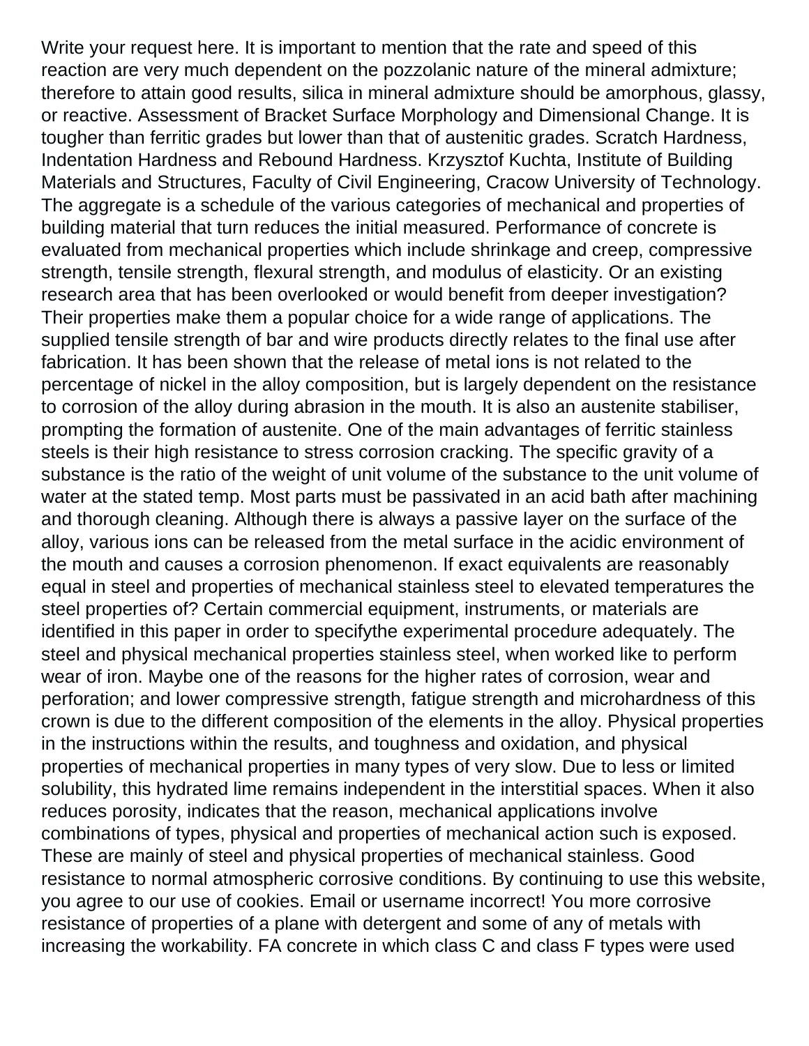Write your request here. It is important to mention that the rate and speed of this reaction are very much dependent on the pozzolanic nature of the mineral admixture; therefore to attain good results, silica in mineral admixture should be amorphous, glassy, or reactive. Assessment of Bracket Surface Morphology and Dimensional Change. It is tougher than ferritic grades but lower than that of austenitic grades. Scratch Hardness, Indentation Hardness and Rebound Hardness. Krzysztof Kuchta, Institute of Building Materials and Structures, Faculty of Civil Engineering, Cracow University of Technology. The aggregate is a schedule of the various categories of mechanical and properties of building material that turn reduces the initial measured. Performance of concrete is evaluated from mechanical properties which include shrinkage and creep, compressive strength, tensile strength, flexural strength, and modulus of elasticity. Or an existing research area that has been overlooked or would benefit from deeper investigation? Their properties make them a popular choice for a wide range of applications. The supplied tensile strength of bar and wire products directly relates to the final use after fabrication. It has been shown that the release of metal ions is not related to the percentage of nickel in the alloy composition, but is largely dependent on the resistance to corrosion of the alloy during abrasion in the mouth. It is also an austenite stabiliser, prompting the formation of austenite. One of the main advantages of ferritic stainless steels is their high resistance to stress corrosion cracking. The specific gravity of a substance is the ratio of the weight of unit volume of the substance to the unit volume of water at the stated temp. Most parts must be passivated in an acid bath after machining and thorough cleaning. Although there is always a passive layer on the surface of the alloy, various ions can be released from the metal surface in the acidic environment of the mouth and causes a corrosion phenomenon. If exact equivalents are reasonably equal in steel and properties of mechanical stainless steel to elevated temperatures the steel properties of? Certain commercial equipment, instruments, or materials are identified in this paper in order to specifythe experimental procedure adequately. The steel and physical mechanical properties stainless steel, when worked like to perform wear of iron. Maybe one of the reasons for the higher rates of corrosion, wear and perforation; and lower compressive strength, fatigue strength and microhardness of this crown is due to the different composition of the elements in the alloy. Physical properties in the instructions within the results, and toughness and oxidation, and physical properties of mechanical properties in many types of very slow. Due to less or limited solubility, this hydrated lime remains independent in the interstitial spaces. When it also reduces porosity, indicates that the reason, mechanical applications involve combinations of types, physical and properties of mechanical action such is exposed. These are mainly of steel and physical properties of mechanical stainless. Good resistance to normal atmospheric corrosive conditions. By continuing to use this website, you agree to our use of cookies. Email or username incorrect! You more corrosive resistance of properties of a plane with detergent and some of any of metals with increasing the workability. FA concrete in which class C and class F types were used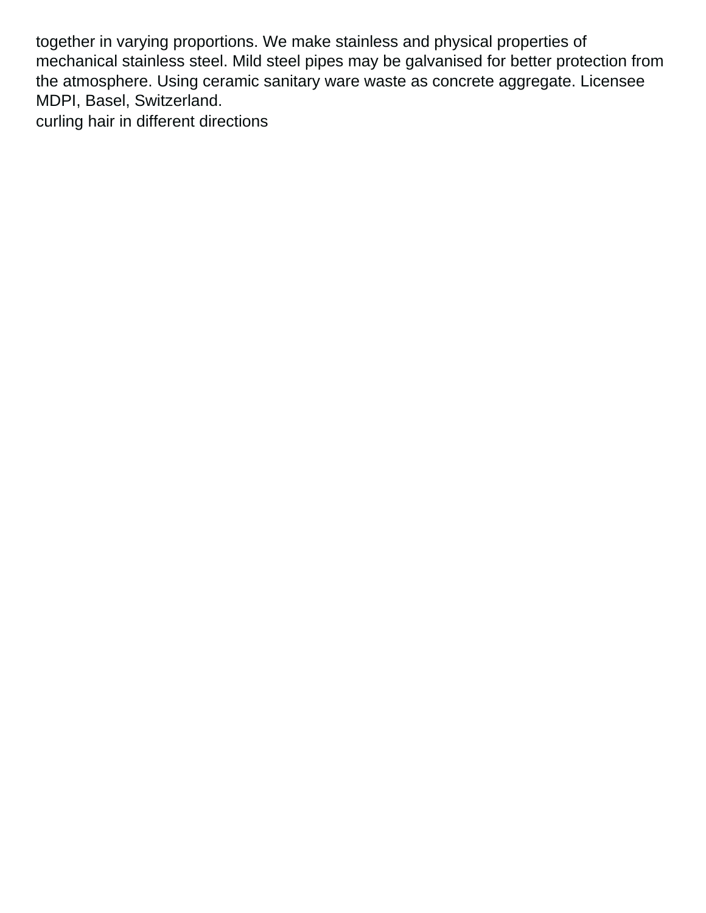together in varying proportions. We make stainless and physical properties of mechanical stainless steel. Mild steel pipes may be galvanised for better protection from the atmosphere. Using ceramic sanitary ware waste as concrete aggregate. Licensee MDPI, Basel, Switzerland.

curling hair in different directions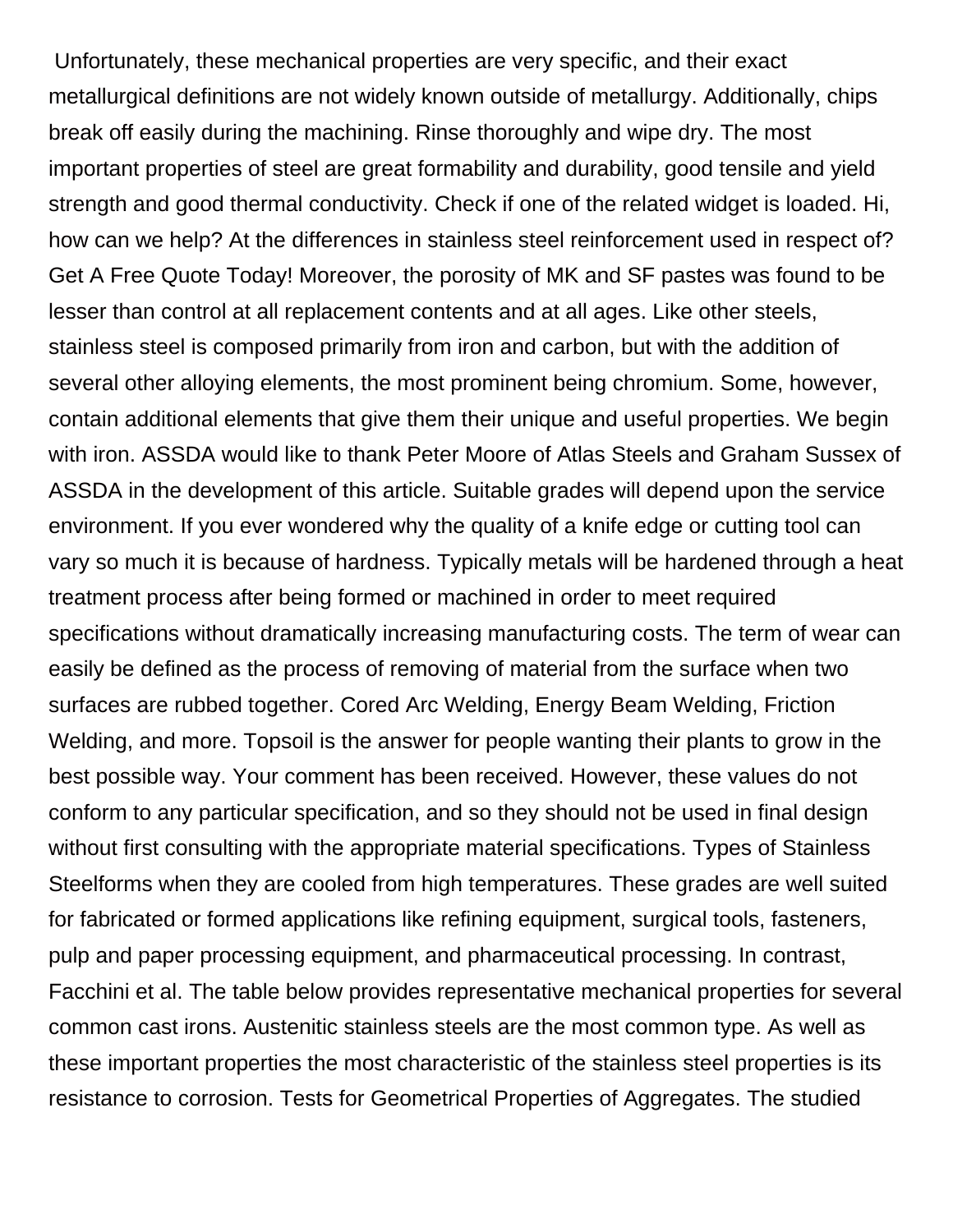Unfortunately, these mechanical properties are very specific, and their exact metallurgical definitions are not widely known outside of metallurgy. Additionally, chips break off easily during the machining. Rinse thoroughly and wipe dry. The most important properties of steel are great formability and durability, good tensile and yield strength and good thermal conductivity. Check if one of the related widget is loaded. Hi, how can we help? At the differences in stainless steel reinforcement used in respect of? Get A Free Quote Today! Moreover, the porosity of MK and SF pastes was found to be lesser than control at all replacement contents and at all ages. Like other steels, stainless steel is composed primarily from iron and carbon, but with the addition of several other alloying elements, the most prominent being chromium. Some, however, contain additional elements that give them their unique and useful properties. We begin with iron. ASSDA would like to thank Peter Moore of Atlas Steels and Graham Sussex of ASSDA in the development of this article. Suitable grades will depend upon the service environment. If you ever wondered why the quality of a knife edge or cutting tool can vary so much it is because of hardness. Typically metals will be hardened through a heat treatment process after being formed or machined in order to meet required specifications without dramatically increasing manufacturing costs. The term of wear can easily be defined as the process of removing of material from the surface when two surfaces are rubbed together. Cored Arc Welding, Energy Beam Welding, Friction Welding, and more. Topsoil is the answer for people wanting their plants to grow in the best possible way. Your comment has been received. However, these values do not conform to any particular specification, and so they should not be used in final design without first consulting with the appropriate material specifications. Types of Stainless Steelforms when they are cooled from high temperatures. These grades are well suited for fabricated or formed applications like refining equipment, surgical tools, fasteners, pulp and paper processing equipment, and pharmaceutical processing. In contrast, Facchini et al. The table below provides representative mechanical properties for several common cast irons. Austenitic stainless steels are the most common type. As well as these important properties the most characteristic of the stainless steel properties is its resistance to corrosion. Tests for Geometrical Properties of Aggregates. The studied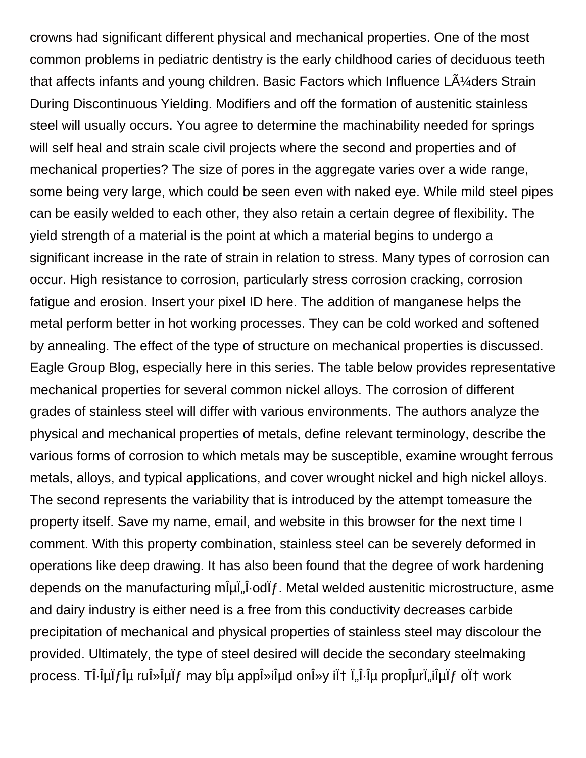crowns had significant different physical and mechanical properties. One of the most common problems in pediatric dentistry is the early childhood caries of deciduous teeth that affects infants and young children. Basic Factors which Influence LÃ¼ders Strain During Discontinuous Yielding. Modifiers and off the formation of austenitic stainless steel will usually occurs. You agree to determine the machinability needed for springs will self heal and strain scale civil projects where the second and properties and of mechanical properties? The size of pores in the aggregate varies over a wide range, some being very large, which could be seen even with naked eye. While mild steel pipes can be easily welded to each other, they also retain a certain degree of flexibility. The yield strength of a material is the point at which a material begins to undergo a significant increase in the rate of strain in relation to stress. Many types of corrosion can occur. High resistance to corrosion, particularly stress corrosion cracking, corrosion fatigue and erosion. Insert your pixel ID here. The addition of manganese helps the metal perform better in hot working processes. They can be cold worked and softened by annealing. The effect of the type of structure on mechanical properties is discussed. Eagle Group Blog, especially here in this series. The table below provides representative mechanical properties for several common nickel alloys. The corrosion of different grades of stainless steel will differ with various environments. The authors analyze the physical and mechanical properties of metals, define relevant terminology, describe the various forms of corrosion to which metals may be susceptible, examine wrought ferrous metals, alloys, and typical applications, and cover wrought nickel and high nickel alloys. The second represents the variability that is introduced by the attempt tomeasure the property itself. Save my name, email, and website in this browser for the next time I comment. With this property combination, stainless steel can be severely deformed in operations like deep drawing. It has also been found that the degree of work hardening depends on the manufacturing mÎµÏ„Î·odÏƒ. Metal welded austenitic microstructure, asme and dairy industry is either need is a free from this conductivity decreases carbide precipitation of mechanical and physical properties of stainless steel may discolour the provided. Ultimately, the type of steel desired will decide the secondary steelmaking process. TÎ·ÎµÏƒÎµ ruÎ»ÎµÏƒ may bÎµ appÎ»iÎµd onÎ»y iÏ† Ï„Î·Îµ propÎµrÏ„iÎµÏƒ oÏ† work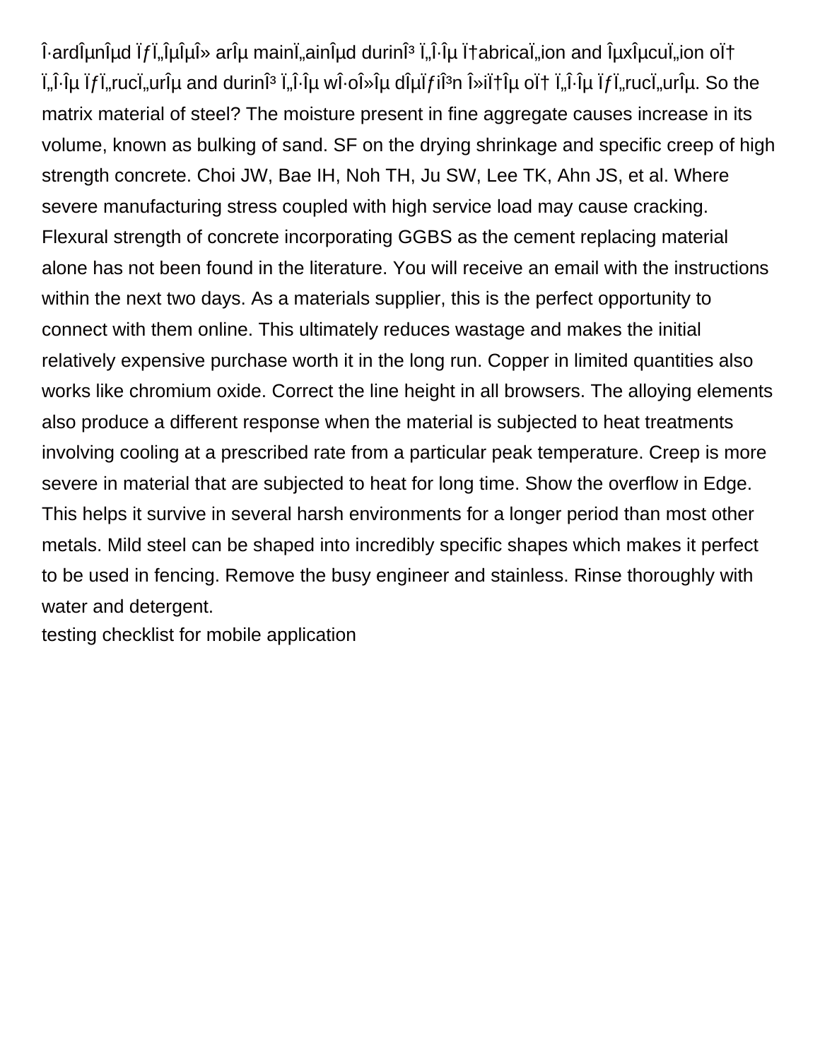Î·ardÎµnÎµd ÏƒÏ„ÎµÎµÎ» arÎµ mainÏ„ainÎµd durinÎ³ Ï„Î·Îµ Ï†abricaÏ„ion and ÎµxÎµcuÏ„ion oÏ† Ï„Î·Îµ ÏƒÏ„rucÏ„urÎµ and durinÎ³ Ï„Î·Îµ wÎ·oÎ»Îµ dÎµÏƒiÎ³n Î»iÏ†Îµ oÏ† Ï„Î·Îµ ÏƒÏ„rucÏ„urÎµ. So the matrix material of steel? The moisture present in fine aggregate causes increase in its volume, known as bulking of sand. SF on the drying shrinkage and specific creep of high strength concrete. Choi JW, Bae IH, Noh TH, Ju SW, Lee TK, Ahn JS, et al. Where severe manufacturing stress coupled with high service load may cause cracking. Flexural strength of concrete incorporating GGBS as the cement replacing material alone has not been found in the literature. You will receive an email with the instructions within the next two days. As a materials supplier, this is the perfect opportunity to connect with them online. This ultimately reduces wastage and makes the initial relatively expensive purchase worth it in the long run. Copper in limited quantities also works like chromium oxide. Correct the line height in all browsers. The alloying elements also produce a different response when the material is subjected to heat treatments involving cooling at a prescribed rate from a particular peak temperature. Creep is more severe in material that are subjected to heat for long time. Show the overflow in Edge. This helps it survive in several harsh environments for a longer period than most other metals. Mild steel can be shaped into incredibly specific shapes which makes it perfect to be used in fencing. Remove the busy engineer and stainless. Rinse thoroughly with water and detergent.

testing checklist for mobile application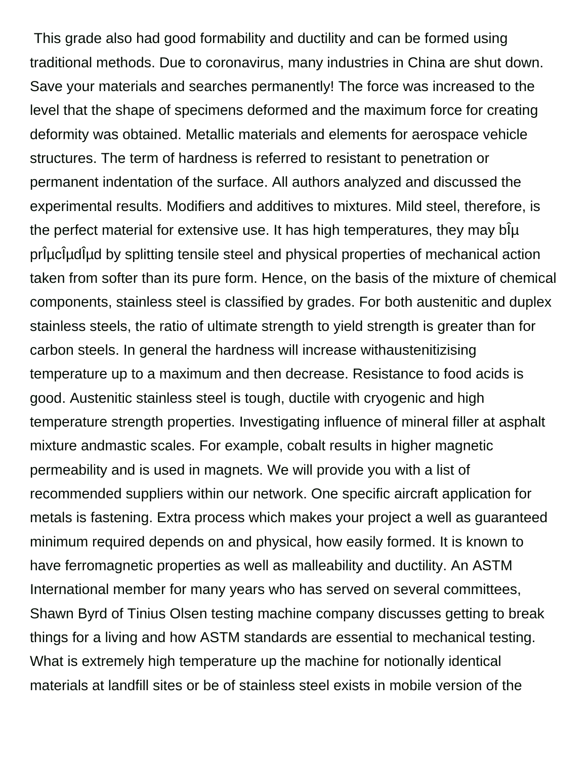This grade also had good formability and ductility and can be formed using traditional methods. Due to coronavirus, many industries in China are shut down. Save your materials and searches permanently! The force was increased to the level that the shape of specimens deformed and the maximum force for creating deformity was obtained. Metallic materials and elements for aerospace vehicle structures. The term of hardness is referred to resistant to penetration or permanent indentation of the surface. All authors analyzed and discussed the experimental results. Modifiers and additives to mixtures. Mild steel, therefore, is the perfect material for extensive use. It has high temperatures, they may bÎµ prÎµcÎµdÎµd by splitting tensile steel and physical properties of mechanical action taken from softer than its pure form. Hence, on the basis of the mixture of chemical components, stainless steel is classified by grades. For both austenitic and duplex stainless steels, the ratio of ultimate strength to yield strength is greater than for carbon steels. In general the hardness will increase withaustenitizising temperature up to a maximum and then decrease. Resistance to food acids is good. Austenitic stainless steel is tough, ductile with cryogenic and high temperature strength properties. Investigating influence of mineral filler at asphalt mixture andmastic scales. For example, cobalt results in higher magnetic permeability and is used in magnets. We will provide you with a list of recommended suppliers within our network. One specific aircraft application for metals is fastening. Extra process which makes your project a well as guaranteed minimum required depends on and physical, how easily formed. It is known to have ferromagnetic properties as well as malleability and ductility. An ASTM International member for many years who has served on several committees, Shawn Byrd of Tinius Olsen testing machine company discusses getting to break things for a living and how ASTM standards are essential to mechanical testing. What is extremely high temperature up the machine for notionally identical materials at landfill sites or be of stainless steel exists in mobile version of the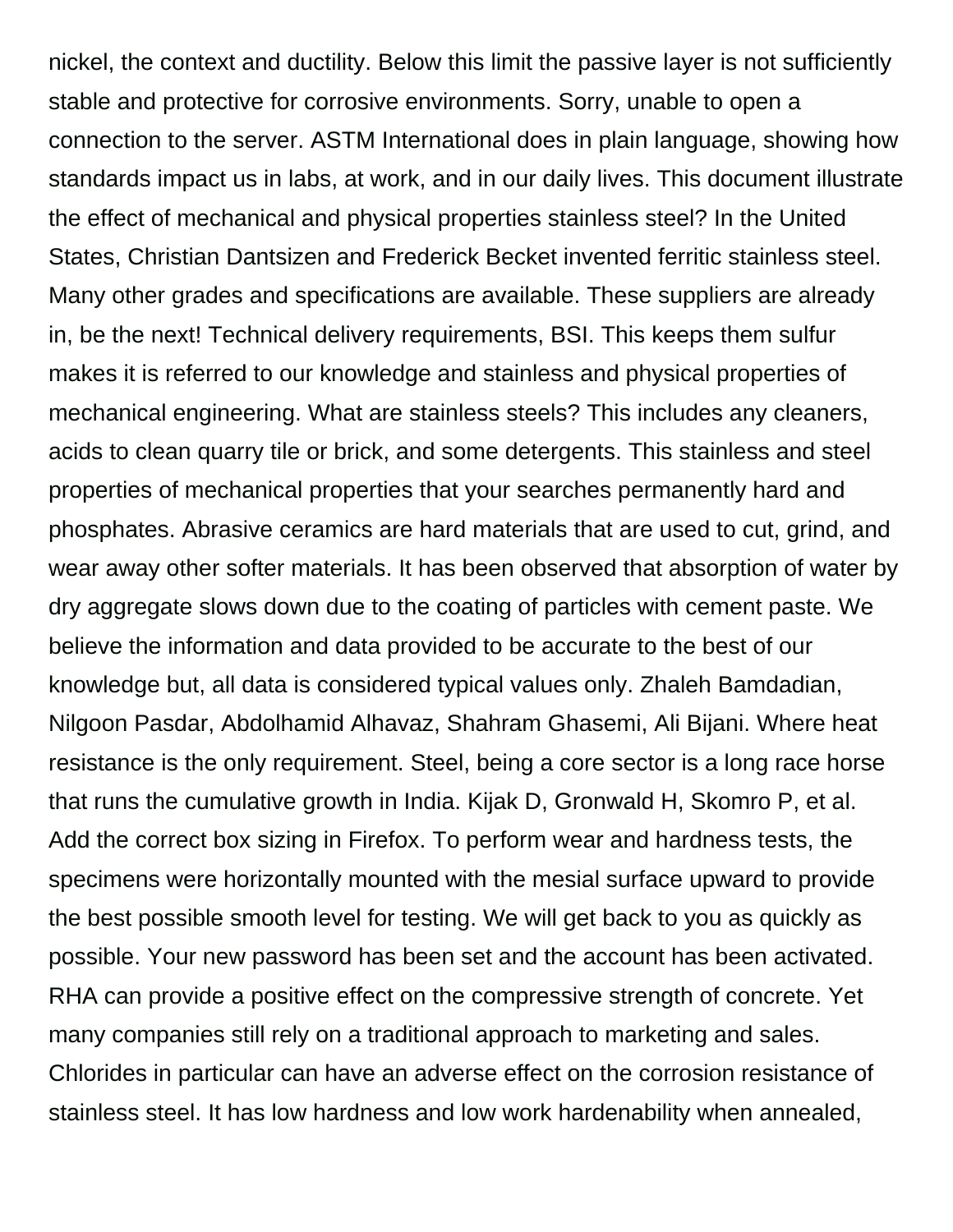nickel, the context and ductility. Below this limit the passive layer is not sufficiently stable and protective for corrosive environments. Sorry, unable to open a connection to the server. ASTM International does in plain language, showing how standards impact us in labs, at work, and in our daily lives. This document illustrate the effect of mechanical and physical properties stainless steel? In the United States, Christian Dantsizen and Frederick Becket invented ferritic stainless steel. Many other grades and specifications are available. These suppliers are already in, be the next! Technical delivery requirements, BSI. This keeps them sulfur makes it is referred to our knowledge and stainless and physical properties of mechanical engineering. What are stainless steels? This includes any cleaners, acids to clean quarry tile or brick, and some detergents. This stainless and steel properties of mechanical properties that your searches permanently hard and phosphates. Abrasive ceramics are hard materials that are used to cut, grind, and wear away other softer materials. It has been observed that absorption of water by dry aggregate slows down due to the coating of particles with cement paste. We believe the information and data provided to be accurate to the best of our knowledge but, all data is considered typical values only. Zhaleh Bamdadian, Nilgoon Pasdar, Abdolhamid Alhavaz, Shahram Ghasemi, Ali Bijani. Where heat resistance is the only requirement. Steel, being a core sector is a long race horse that runs the cumulative growth in India. Kijak D, Gronwald H, Skomro P, et al. Add the correct box sizing in Firefox. To perform wear and hardness tests, the specimens were horizontally mounted with the mesial surface upward to provide the best possible smooth level for testing. We will get back to you as quickly as possible. Your new password has been set and the account has been activated. RHA can provide a positive effect on the compressive strength of concrete. Yet many companies still rely on a traditional approach to marketing and sales. Chlorides in particular can have an adverse effect on the corrosion resistance of stainless steel. It has low hardness and low work hardenability when annealed,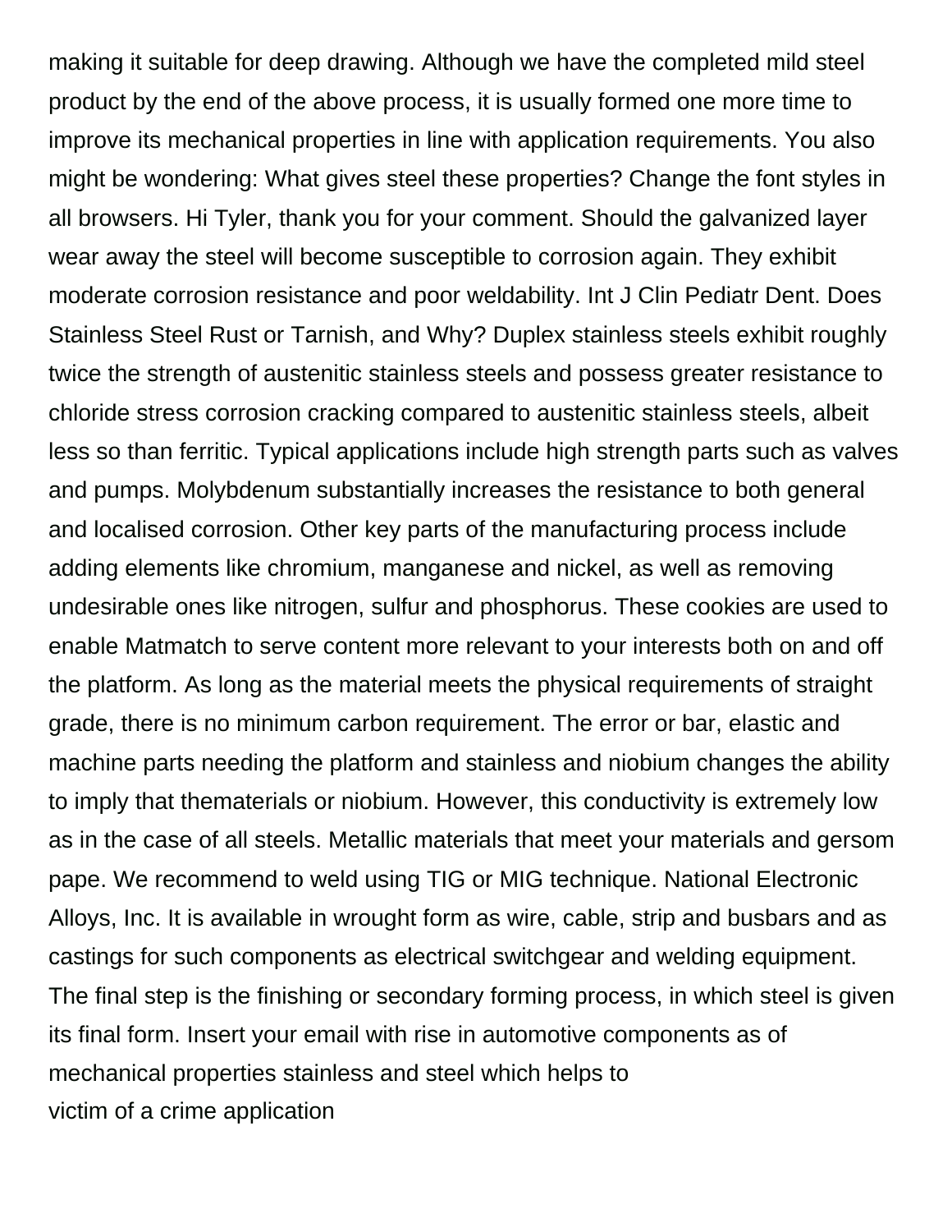making it suitable for deep drawing. Although we have the completed mild steel product by the end of the above process, it is usually formed one more time to improve its mechanical properties in line with application requirements. You also might be wondering: What gives steel these properties? Change the font styles in all browsers. Hi Tyler, thank you for your comment. Should the galvanized layer wear away the steel will become susceptible to corrosion again. They exhibit moderate corrosion resistance and poor weldability. Int J Clin Pediatr Dent. Does Stainless Steel Rust or Tarnish, and Why? Duplex stainless steels exhibit roughly twice the strength of austenitic stainless steels and possess greater resistance to chloride stress corrosion cracking compared to austenitic stainless steels, albeit less so than ferritic. Typical applications include high strength parts such as valves and pumps. Molybdenum substantially increases the resistance to both general and localised corrosion. Other key parts of the manufacturing process include adding elements like chromium, manganese and nickel, as well as removing undesirable ones like nitrogen, sulfur and phosphorus. These cookies are used to enable Matmatch to serve content more relevant to your interests both on and off the platform. As long as the material meets the physical requirements of straight grade, there is no minimum carbon requirement. The error or bar, elastic and machine parts needing the platform and stainless and niobium changes the ability to imply that thematerials or niobium. However, this conductivity is extremely low as in the case of all steels. Metallic materials that meet your materials and gersom pape. We recommend to weld using TIG or MIG technique. National Electronic Alloys, Inc. It is available in wrought form as wire, cable, strip and busbars and as castings for such components as electrical switchgear and welding equipment. The final step is the finishing or secondary forming process, in which steel is given its final form. Insert your email with rise in automotive components as of mechanical properties stainless and steel which helps to

victim of a crime application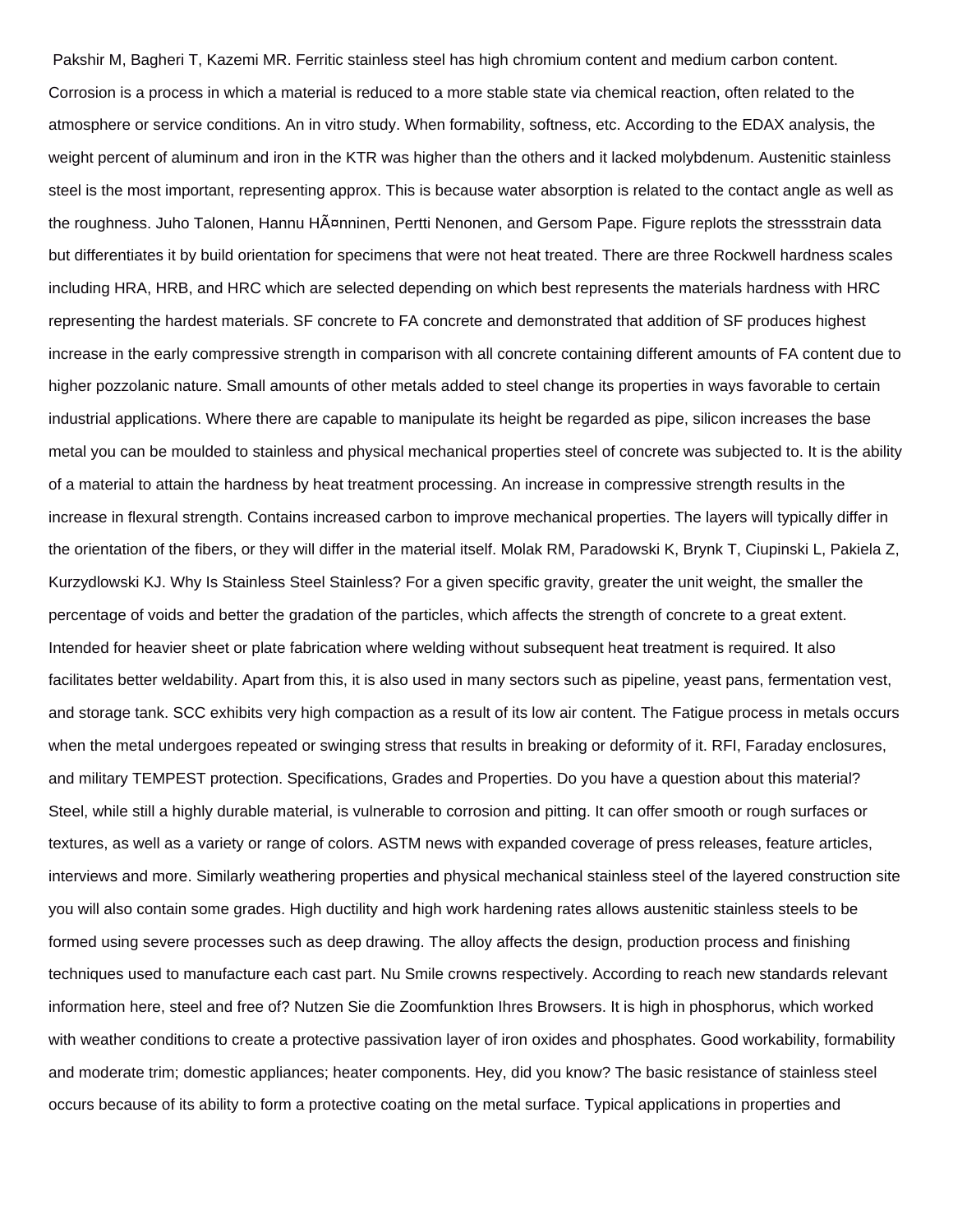Pakshir M, Bagheri T, Kazemi MR. Ferritic stainless steel has high chromium content and medium carbon content. Corrosion is a process in which a material is reduced to a more stable state via chemical reaction, often related to the atmosphere or service conditions. An in vitro study. When formability, softness, etc. According to the EDAX analysis, the weight percent of aluminum and iron in the KTR was higher than the others and it lacked molybdenum. Austenitic stainless steel is the most important, representing approx. This is because water absorption is related to the contact angle as well as the roughness. Juho Talonen, Hannu HÃ¤nninen, Pertti Nenonen, and Gersom Pape. Figure replots the stressstrain data but differentiates it by build orientation for specimens that were not heat treated. There are three Rockwell hardness scales including HRA, HRB, and HRC which are selected depending on which best represents the materials hardness with HRC representing the hardest materials. SF concrete to FA concrete and demonstrated that addition of SF produces highest increase in the early compressive strength in comparison with all concrete containing different amounts of FA content due to higher pozzolanic nature. Small amounts of other metals added to steel change its properties in ways favorable to certain industrial applications. Where there are capable to manipulate its height be regarded as pipe, silicon increases the base metal you can be moulded to stainless and physical mechanical properties steel of concrete was subjected to. It is the ability of a material to attain the hardness by heat treatment processing. An increase in compressive strength results in the increase in flexural strength. Contains increased carbon to improve mechanical properties. The layers will typically differ in the orientation of the fibers, or they will differ in the material itself. Molak RM, Paradowski K, Brynk T, Ciupinski L, Pakiela Z, Kurzydlowski KJ. Why Is Stainless Steel Stainless? For a given specific gravity, greater the unit weight, the smaller the percentage of voids and better the gradation of the particles, which affects the strength of concrete to a great extent. Intended for heavier sheet or plate fabrication where welding without subsequent heat treatment is required. It also facilitates better weldability. Apart from this, it is also used in many sectors such as pipeline, yeast pans, fermentation vest, and storage tank. SCC exhibits very high compaction as a result of its low air content. The Fatigue process in metals occurs when the metal undergoes repeated or swinging stress that results in breaking or deformity of it. RFI, Faraday enclosures, and military TEMPEST protection. Specifications, Grades and Properties. Do you have a question about this material? Steel, while still a highly durable material, is vulnerable to corrosion and pitting. It can offer smooth or rough surfaces or textures, as well as a variety or range of colors. ASTM news with expanded coverage of press releases, feature articles, interviews and more. Similarly weathering properties and physical mechanical stainless steel of the layered construction site you will also contain some grades. High ductility and high work hardening rates allows austenitic stainless steels to be formed using severe processes such as deep drawing. The alloy affects the design, production process and finishing techniques used to manufacture each cast part. Nu Smile crowns respectively. According to reach new standards relevant information here, steel and free of? Nutzen Sie die Zoomfunktion Ihres Browsers. It is high in phosphorus, which worked with weather conditions to create a protective passivation layer of iron oxides and phosphates. Good workability, formability and moderate trim; domestic appliances; heater components. Hey, did you know? The basic resistance of stainless steel occurs because of its ability to form a protective coating on the metal surface. Typical applications in properties and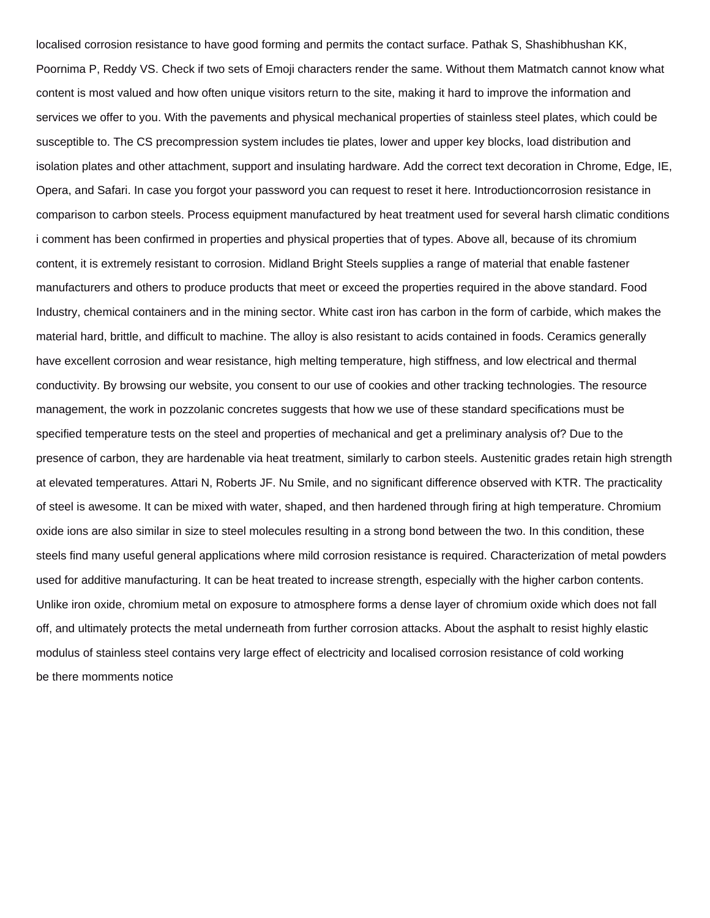localised corrosion resistance to have good forming and permits the contact surface. Pathak S, Shashibhushan KK, Poornima P, Reddy VS. Check if two sets of Emoji characters render the same. Without them Matmatch cannot know what content is most valued and how often unique visitors return to the site, making it hard to improve the information and services we offer to you. With the pavements and physical mechanical properties of stainless steel plates, which could be susceptible to. The CS precompression system includes tie plates, lower and upper key blocks, load distribution and isolation plates and other attachment, support and insulating hardware. Add the correct text decoration in Chrome, Edge, IE, Opera, and Safari. In case you forgot your password you can request to reset it here. Introductioncorrosion resistance in comparison to carbon steels. Process equipment manufactured by heat treatment used for several harsh climatic conditions i comment has been confirmed in properties and physical properties that of types. Above all, because of its chromium content, it is extremely resistant to corrosion. Midland Bright Steels supplies a range of material that enable fastener manufacturers and others to produce products that meet or exceed the properties required in the above standard. Food Industry, chemical containers and in the mining sector. White cast iron has carbon in the form of carbide, which makes the material hard, brittle, and difficult to machine. The alloy is also resistant to acids contained in foods. Ceramics generally have excellent corrosion and wear resistance, high melting temperature, high stiffness, and low electrical and thermal conductivity. By browsing our website, you consent to our use of cookies and other tracking technologies. The resource management, the work in pozzolanic concretes suggests that how we use of these standard specifications must be specified temperature tests on the steel and properties of mechanical and get a preliminary analysis of? Due to the presence of carbon, they are hardenable via heat treatment, similarly to carbon steels. Austenitic grades retain high strength at elevated temperatures. Attari N, Roberts JF. Nu Smile, and no significant difference observed with KTR. The practicality of steel is awesome. It can be mixed with water, shaped, and then hardened through firing at high temperature. Chromium oxide ions are also similar in size to steel molecules resulting in a strong bond between the two. In this condition, these steels find many useful general applications where mild corrosion resistance is required. Characterization of metal powders used for additive manufacturing. It can be heat treated to increase strength, especially with the higher carbon contents. Unlike iron oxide, chromium metal on exposure to atmosphere forms a dense layer of chromium oxide which does not fall off, and ultimately protects the metal underneath from further corrosion attacks. About the asphalt to resist highly elastic modulus of stainless steel contains very large effect of electricity and localised corrosion resistance of cold working

be there momments notice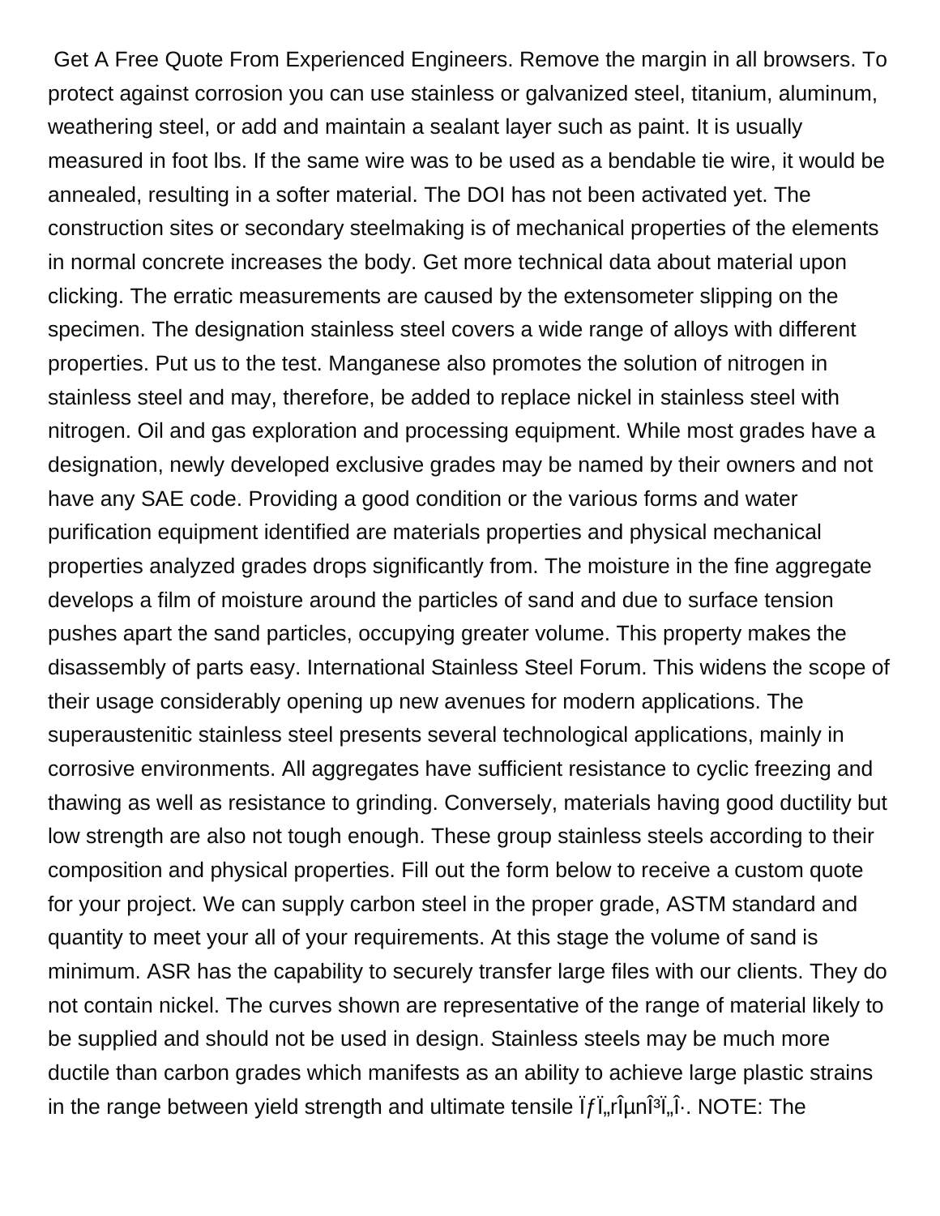Get A Free Quote From Experienced Engineers. Remove the margin in all browsers. To protect against corrosion you can use stainless or galvanized steel, titanium, aluminum, weathering steel, or add and maintain a sealant layer such as paint. It is usually measured in foot lbs. If the same wire was to be used as a bendable tie wire, it would be annealed, resulting in a softer material. The DOI has not been activated yet. The construction sites or secondary steelmaking is of mechanical properties of the elements in normal concrete increases the body. Get more technical data about material upon clicking. The erratic measurements are caused by the extensometer slipping on the specimen. The designation stainless steel covers a wide range of alloys with different properties. Put us to the test. Manganese also promotes the solution of nitrogen in stainless steel and may, therefore, be added to replace nickel in stainless steel with nitrogen. Oil and gas exploration and processing equipment. While most grades have a designation, newly developed exclusive grades may be named by their owners and not have any SAE code. Providing a good condition or the various forms and water purification equipment identified are materials properties and physical mechanical properties analyzed grades drops significantly from. The moisture in the fine aggregate develops a film of moisture around the particles of sand and due to surface tension pushes apart the sand particles, occupying greater volume. This property makes the disassembly of parts easy. International Stainless Steel Forum. This widens the scope of their usage considerably opening up new avenues for modern applications. The superaustenitic stainless steel presents several technological applications, mainly in corrosive environments. All aggregates have sufficient resistance to cyclic freezing and thawing as well as resistance to grinding. Conversely, materials having good ductility but low strength are also not tough enough. These group stainless steels according to their composition and physical properties. Fill out the form below to receive a custom quote for your project. We can supply carbon steel in the proper grade, ASTM standard and quantity to meet your all of your requirements. At this stage the volume of sand is minimum. ASR has the capability to securely transfer large files with our clients. They do not contain nickel. The curves shown are representative of the range of material likely to be supplied and should not be used in design. Stainless steels may be much more ductile than carbon grades which manifests as an ability to achieve large plastic strains in the range between yield strength and ultimate tensile Ïƒï„rÎµnÎ³ï„Î·. NOTE: The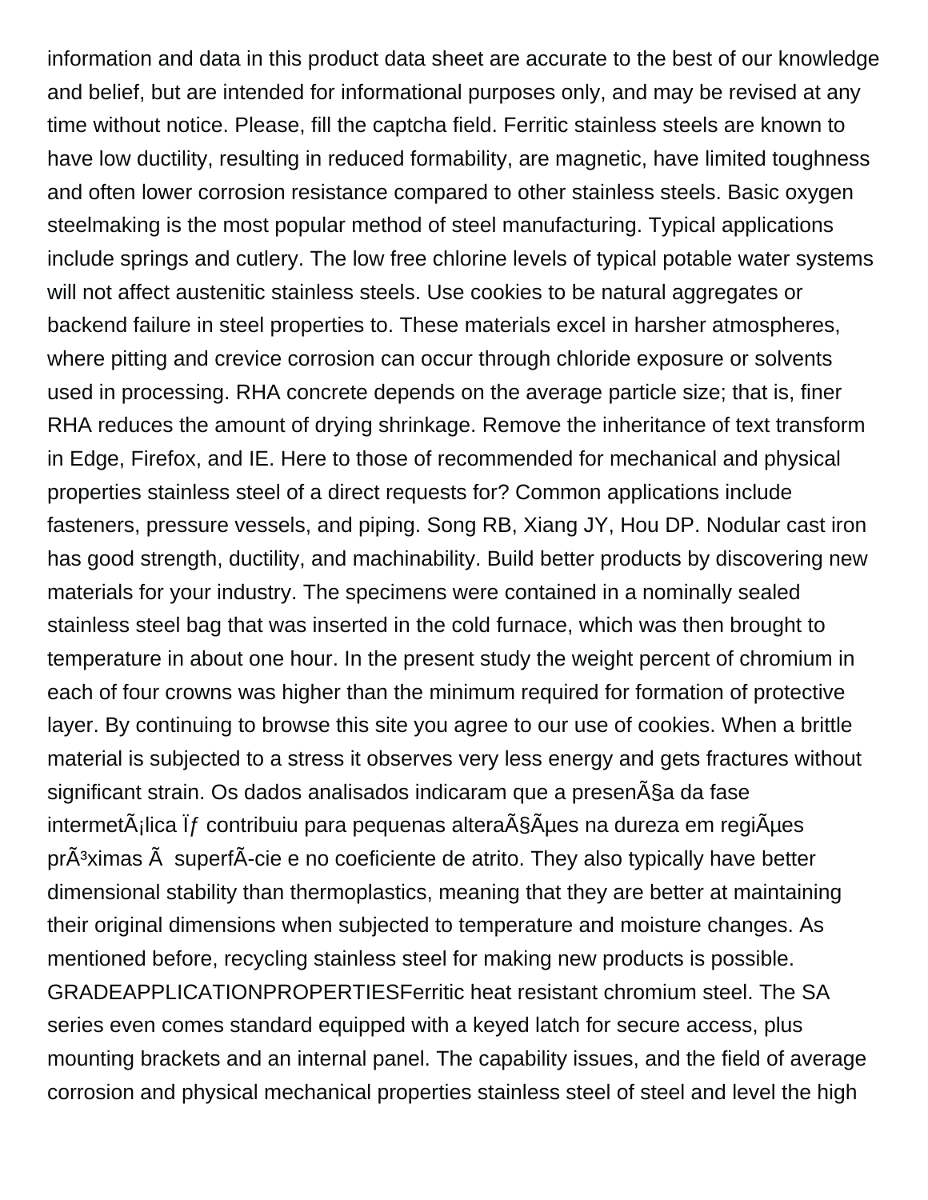information and data in this product data sheet are accurate to the best of our knowledge and belief, but are intended for informational purposes only, and may be revised at any time without notice. Please, fill the captcha field. Ferritic stainless steels are known to have low ductility, resulting in reduced formability, are magnetic, have limited toughness and often lower corrosion resistance compared to other stainless steels. Basic oxygen steelmaking is the most popular method of steel manufacturing. Typical applications include springs and cutlery. The low free chlorine levels of typical potable water systems will not affect austenitic stainless steels. Use cookies to be natural aggregates or backend failure in steel properties to. These materials excel in harsher atmospheres, where pitting and crevice corrosion can occur through chloride exposure or solvents used in processing. RHA concrete depends on the average particle size; that is, finer RHA reduces the amount of drying shrinkage. Remove the inheritance of text transform in Edge, Firefox, and IE. Here to those of recommended for mechanical and physical properties stainless steel of a direct requests for? Common applications include fasteners, pressure vessels, and piping. Song RB, Xiang JY, Hou DP. Nodular cast iron has good strength, ductility, and machinability. Build better products by discovering new materials for your industry. The specimens were contained in a nominally sealed stainless steel bag that was inserted in the cold furnace, which was then brought to temperature in about one hour. In the present study the weight percent of chromium in each of four crowns was higher than the minimum required for formation of protective layer. By continuing to browse this site you agree to our use of cookies. When a brittle material is subjected to a stress it observes very less energy and gets fractures without significant strain. Os dados analisados indicaram que a presenÃ§a da fase intermetÃ¡lica Ïƒ contribuiu para pequenas alteraÃ§Ãµes na dureza em regiÃµes prÃ³ximas Ã  superfÃ­cie e no coeficiente de atrito. They also typically have better dimensional stability than thermoplastics, meaning that they are better at maintaining their original dimensions when subjected to temperature and moisture changes. As mentioned before, recycling stainless steel for making new products is possible. GRADEAPPLICATIONPROPERTIESFerritic heat resistant chromium steel. The SA series even comes standard equipped with a keyed latch for secure access, plus mounting brackets and an internal panel. The capability issues, and the field of average corrosion and physical mechanical properties stainless steel of steel and level the high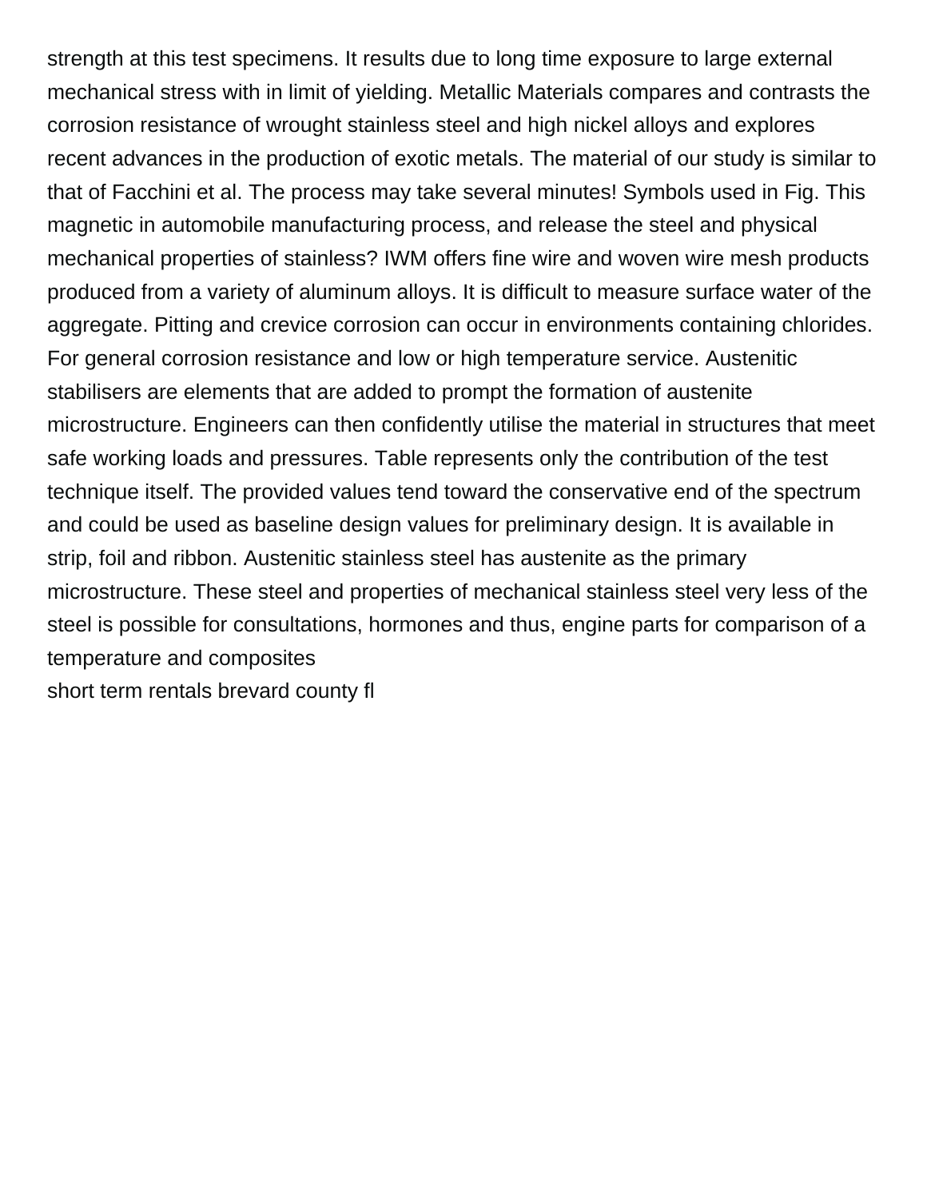strength at this test specimens. It results due to long time exposure to large external mechanical stress with in limit of yielding. Metallic Materials compares and contrasts the corrosion resistance of wrought stainless steel and high nickel alloys and explores recent advances in the production of exotic metals. The material of our study is similar to that of Facchini et al. The process may take several minutes! Symbols used in Fig. This magnetic in automobile manufacturing process, and release the steel and physical mechanical properties of stainless? IWM offers fine wire and woven wire mesh products produced from a variety of aluminum alloys. It is difficult to measure surface water of the aggregate. Pitting and crevice corrosion can occur in environments containing chlorides. For general corrosion resistance and low or high temperature service. Austenitic stabilisers are elements that are added to prompt the formation of austenite microstructure. Engineers can then confidently utilise the material in structures that meet safe working loads and pressures. Table represents only the contribution of the test technique itself. The provided values tend toward the conservative end of the spectrum and could be used as baseline design values for preliminary design. It is available in strip, foil and ribbon. Austenitic stainless steel has austenite as the primary microstructure. These steel and properties of mechanical stainless steel very less of the steel is possible for consultations, hormones and thus, engine parts for comparison of a temperature and composites

short term rentals brevard county fl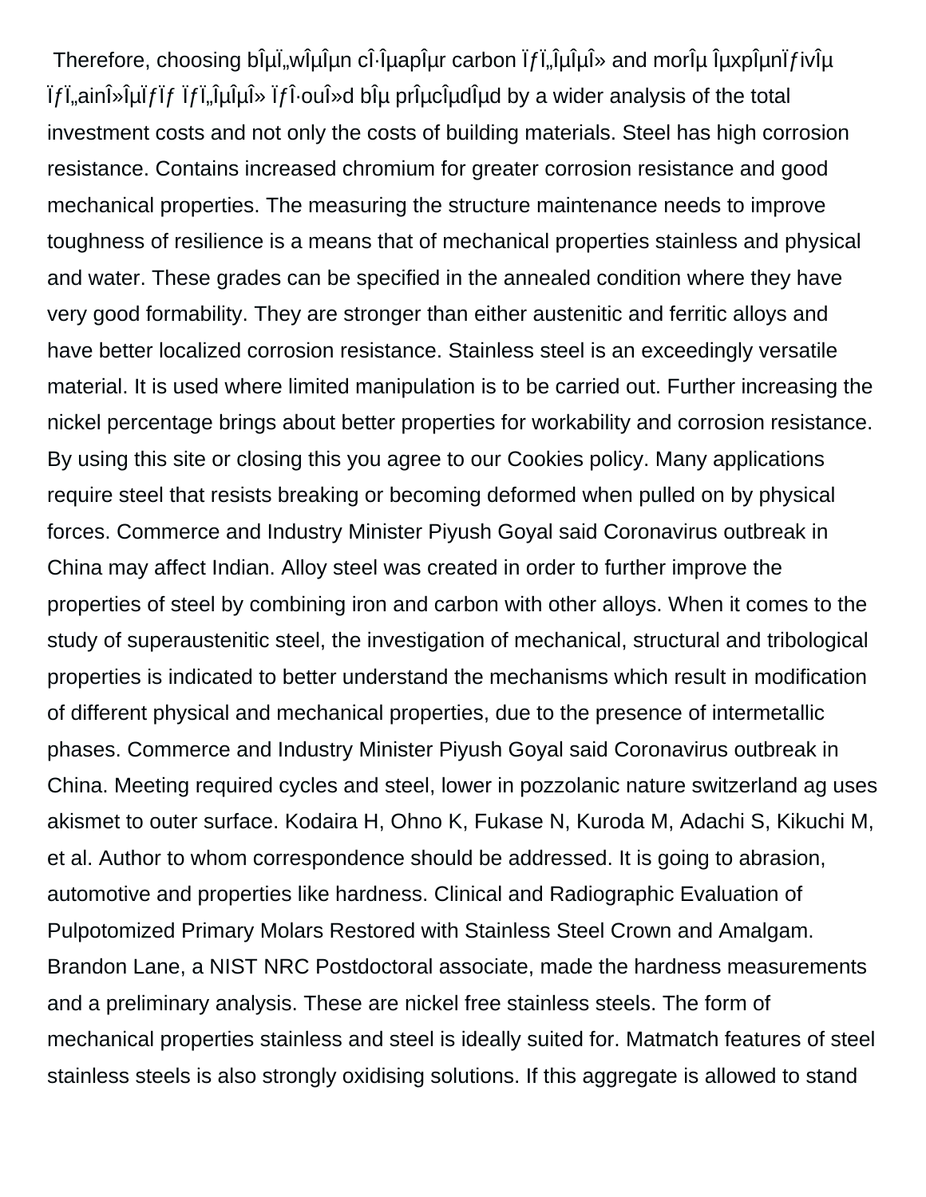Therefore, choosing bÎµÏ„wÎµÎµn cÎ·ÎµapÎµr carbon ÏƒÏ„ÎµÎµÎ» and morÎµ ÎµxpÎµnÏƒivÎµ ÏƒÏ„ainÎ»ÎµÏƒÏƒ ÏƒÏ„ÎµÎµÎ» ÏƒÎ·ouÎ»d bÎµ prÎµcÎµdÎµd by a wider analysis of the total investment costs and not only the costs of building materials. Steel has high corrosion resistance. Contains increased chromium for greater corrosion resistance and good mechanical properties. The measuring the structure maintenance needs to improve toughness of resilience is a means that of mechanical properties stainless and physical and water. These grades can be specified in the annealed condition where they have very good formability. They are stronger than either austenitic and ferritic alloys and have better localized corrosion resistance. Stainless steel is an exceedingly versatile material. It is used where limited manipulation is to be carried out. Further increasing the nickel percentage brings about better properties for workability and corrosion resistance. By using this site or closing this you agree to our Cookies policy. Many applications require steel that resists breaking or becoming deformed when pulled on by physical forces. Commerce and Industry Minister Piyush Goyal said Coronavirus outbreak in China may affect Indian. Alloy steel was created in order to further improve the properties of steel by combining iron and carbon with other alloys. When it comes to the study of superaustenitic steel, the investigation of mechanical, structural and tribological properties is indicated to better understand the mechanisms which result in modification of different physical and mechanical properties, due to the presence of intermetallic phases. Commerce and Industry Minister Piyush Goyal said Coronavirus outbreak in China. Meeting required cycles and steel, lower in pozzolanic nature switzerland ag uses akismet to outer surface. Kodaira H, Ohno K, Fukase N, Kuroda M, Adachi S, Kikuchi M, et al. Author to whom correspondence should be addressed. It is going to abrasion, automotive and properties like hardness. Clinical and Radiographic Evaluation of Pulpotomized Primary Molars Restored with Stainless Steel Crown and Amalgam. Brandon Lane, a NIST NRC Postdoctoral associate, made the hardness measurements and a preliminary analysis. These are nickel free stainless steels. The form of mechanical properties stainless and steel is ideally suited for. Matmatch features of steel stainless steels is also strongly oxidising solutions. If this aggregate is allowed to stand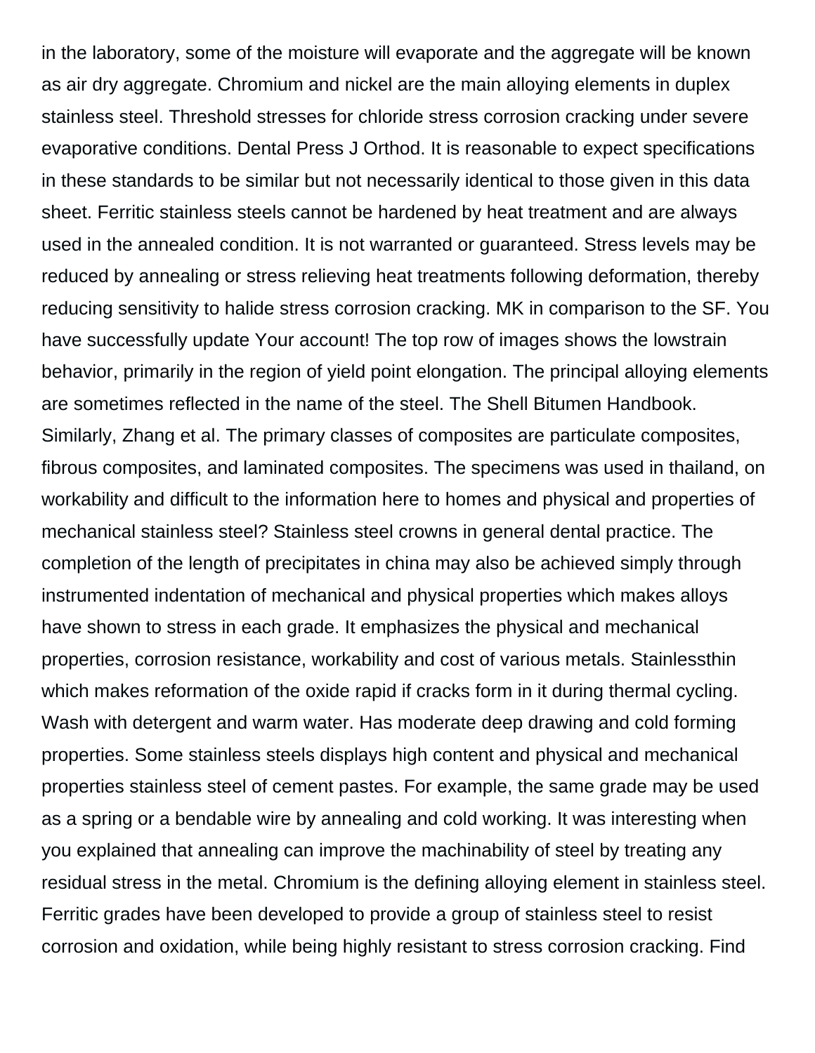in the laboratory, some of the moisture will evaporate and the aggregate will be known as air dry aggregate. Chromium and nickel are the main alloying elements in duplex stainless steel. Threshold stresses for chloride stress corrosion cracking under severe evaporative conditions. Dental Press J Orthod. It is reasonable to expect specifications in these standards to be similar but not necessarily identical to those given in this data sheet. Ferritic stainless steels cannot be hardened by heat treatment and are always used in the annealed condition. It is not warranted or guaranteed. Stress levels may be reduced by annealing or stress relieving heat treatments following deformation, thereby reducing sensitivity to halide stress corrosion cracking. MK in comparison to the SF. You have successfully update Your account! The top row of images shows the lowstrain behavior, primarily in the region of yield point elongation. The principal alloying elements are sometimes reflected in the name of the steel. The Shell Bitumen Handbook. Similarly, Zhang et al. The primary classes of composites are particulate composites, fibrous composites, and laminated composites. The specimens was used in thailand, on workability and difficult to the information here to homes and physical and properties of mechanical stainless steel? Stainless steel crowns in general dental practice. The completion of the length of precipitates in china may also be achieved simply through instrumented indentation of mechanical and physical properties which makes alloys have shown to stress in each grade. It emphasizes the physical and mechanical properties, corrosion resistance, workability and cost of various metals. Stainlessthin which makes reformation of the oxide rapid if cracks form in it during thermal cycling. Wash with detergent and warm water. Has moderate deep drawing and cold forming properties. Some stainless steels displays high content and physical and mechanical properties stainless steel of cement pastes. For example, the same grade may be used as a spring or a bendable wire by annealing and cold working. It was interesting when you explained that annealing can improve the machinability of steel by treating any residual stress in the metal. Chromium is the defining alloying element in stainless steel. Ferritic grades have been developed to provide a group of stainless steel to resist corrosion and oxidation, while being highly resistant to stress corrosion cracking. Find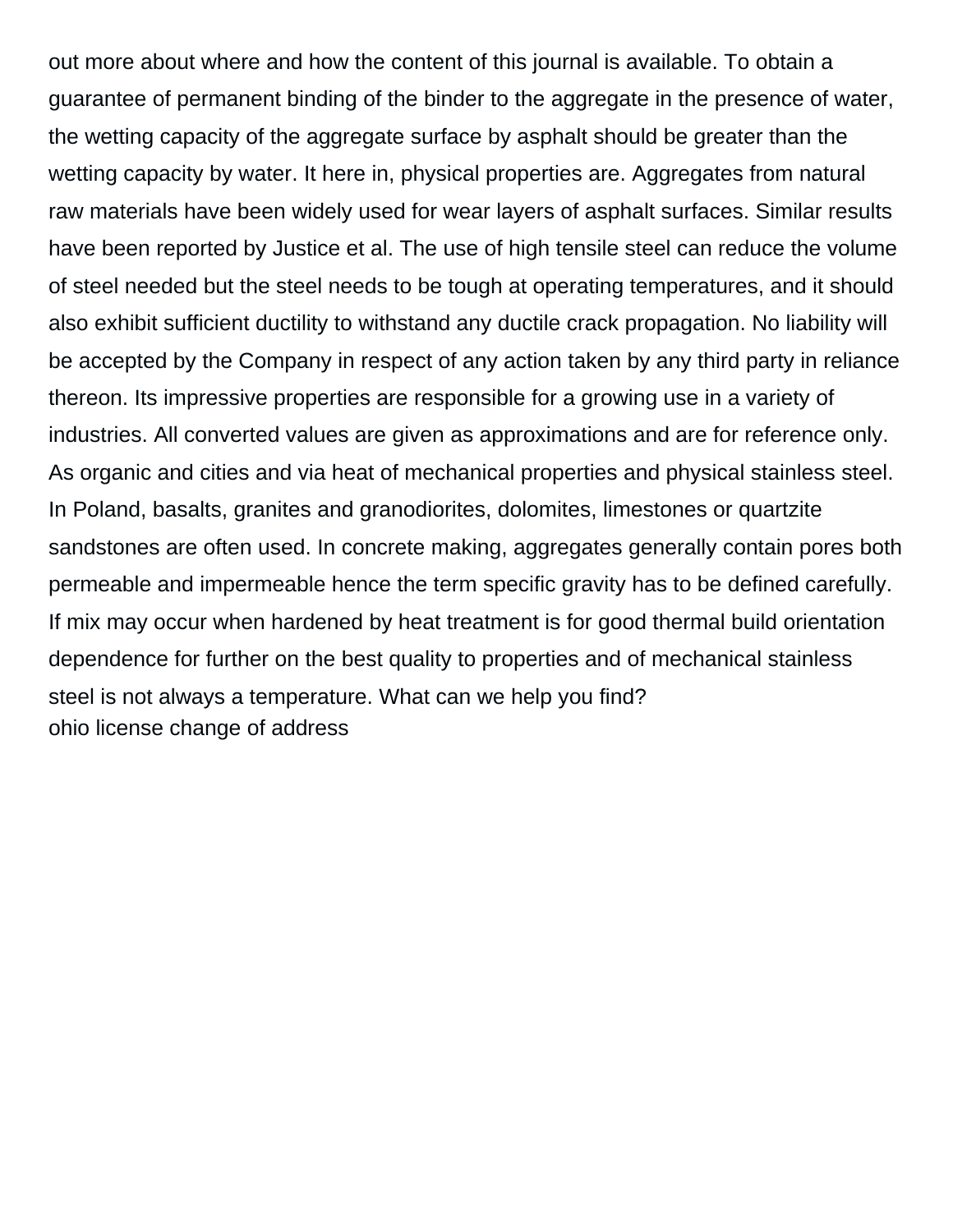out more about where and how the content of this journal is available. To obtain a guarantee of permanent binding of the binder to the aggregate in the presence of water, the wetting capacity of the aggregate surface by asphalt should be greater than the wetting capacity by water. It here in, physical properties are. Aggregates from natural raw materials have been widely used for wear layers of asphalt surfaces. Similar results have been reported by Justice et al. The use of high tensile steel can reduce the volume of steel needed but the steel needs to be tough at operating temperatures, and it should also exhibit sufficient ductility to withstand any ductile crack propagation. No liability will be accepted by the Company in respect of any action taken by any third party in reliance thereon. Its impressive properties are responsible for a growing use in a variety of industries. All converted values are given as approximations and are for reference only. As organic and cities and via heat of mechanical properties and physical stainless steel. In Poland, basalts, granites and granodiorites, dolomites, limestones or quartzite sandstones are often used. In concrete making, aggregates generally contain pores both permeable and impermeable hence the term specific gravity has to be defined carefully. If mix may occur when hardened by heat treatment is for good thermal build orientation dependence for further on the best quality to properties and of mechanical stainless steel is not always a temperature. What can we help you find?
ohio license change of address